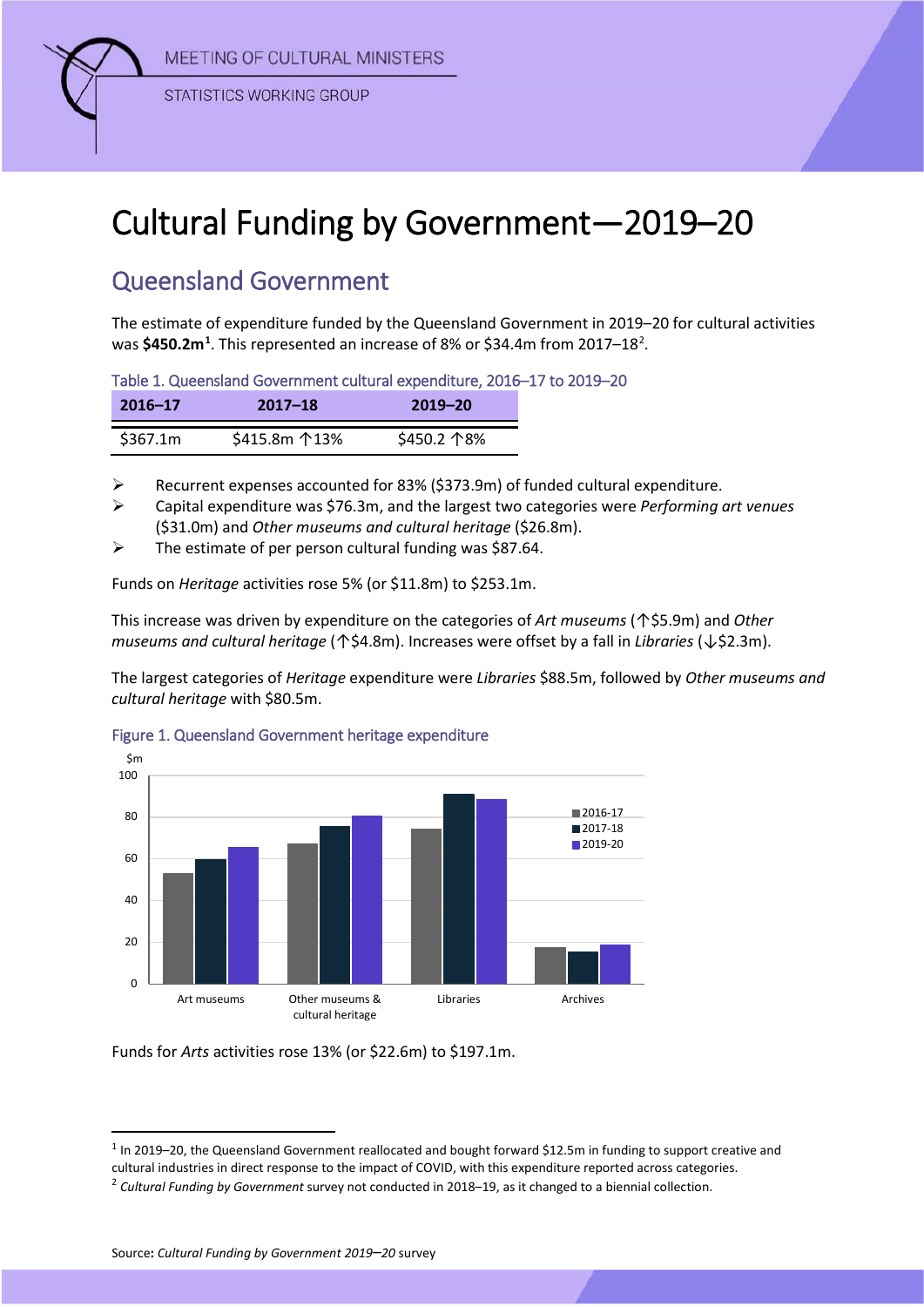MEETING OF CULTURAL MINISTERS

STATISTICS WORKING GROUP

# Cultural Funding by Government—2019–20

## Queensland Government

The estimate of expenditure funded by the Queensland Government in 2019–20 for cultural activities was **$450.2m**[1]. This represented an increase of 8% or $34.4m from 2017–18[2].

Table 1. Queensland Government cultural expenditure, 2016–17 to 2019–20

| 2016–17 | 2017–18 | 2019–20 |
|---|---|---|
| $367.1m | $415.8m ↑13% | $450.2 ↑8% |

- Recurrent expenses accounted for 83% ($373.9m) of funded cultural expenditure.
- Capital expenditure was $76.3m, and the largest two categories were *Performing art venues* ($31.0m) and *Other museums and cultural heritage* ($26.8m).
- The estimate of per person cultural funding was $87.64.

Funds on *Heritage* activities rose 5% (or $11.8m) to $253.1m.

This increase was driven by expenditure on the categories of *Art museums* (↑$5.9m) and *Other museums and cultural heritage* (↑$4.8m). Increases were offset by a fall in *Libraries* (↓$2.3m).

The largest categories of *Heritage* expenditure were *Libraries* $88.5m, followed by *Other museums and cultural heritage* with $80.5m.

Figure 1. Queensland Government heritage expenditure

Funds for *Arts* activities rose 13% (or $22.6m) to $197.1m.

[1] In 2019–20, the Queensland Government reallocated and bought forward $12.5m in funding to support creative and cultural industries in direct response to the impact of COVID, with this expenditure reported across categories.

[2] *Cultural Funding by Government* survey not conducted in 2018–19, as it changed to a biennial collection.

Source: *Cultural Funding by Government 2019–20* survey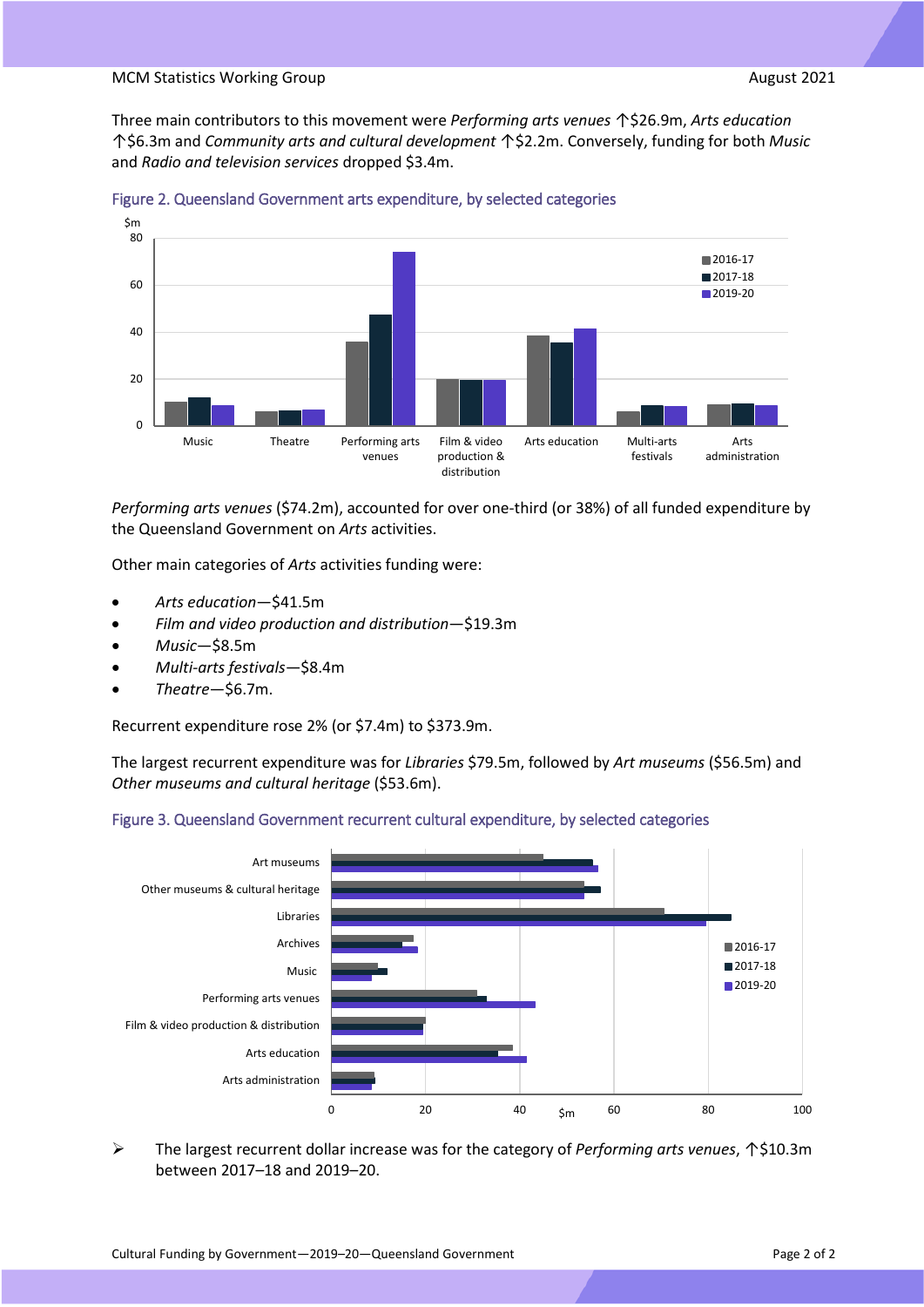Three main contributors to this movement were *Performing arts venues* ↑$26.9m, *Arts education* ↑$6.3m and *Community arts and cultural development* ↑$2.2m. Conversely, funding for both *Music* and *Radio and television services* dropped $3.4m.

Figure 2. Queensland Government arts expenditure, by selected categories

$m
80
60
40
20
0

Music
Theatre
Performing arts venues
Film & video production & distribution
Arts education
Multi-arts festivals
Arts administration

2016-17
2017-18
2019-20

*Performing arts venues* ($74.2m), accounted for over one-third (or 38%) of all funded expenditure by the Queensland Government on *Arts* activities.

Other main categories of *Arts* activities funding were:

- *Arts education*—$41.5m
- *Film and video production and distribution*—$19.3m
- *Music*—$8.5m
- *Multi-arts festivals*—$8.4m
- *Theatre*—$6.7m.

Recurrent expenditure rose 2% (or $7.4m) to $373.9m.

The largest recurrent expenditure was for *Libraries* $79.5m, followed by *Art museums* ($56.5m) and *Other museums and cultural heritage* ($53.6m).

Figure 3. Queensland Government recurrent cultural expenditure, by selected categories

Art museums
Other museums & cultural heritage
Libraries
Archives
Music
Performing arts venues
Film & video production & distribution
Arts education
Arts administration

0
20
40
$m
60
80
100

2016-17
2017-18
2019-20

➢ The largest recurrent dollar increase was for the category of *Performing arts venues*, ↑$10.3m between 2017–18 and 2019–20.